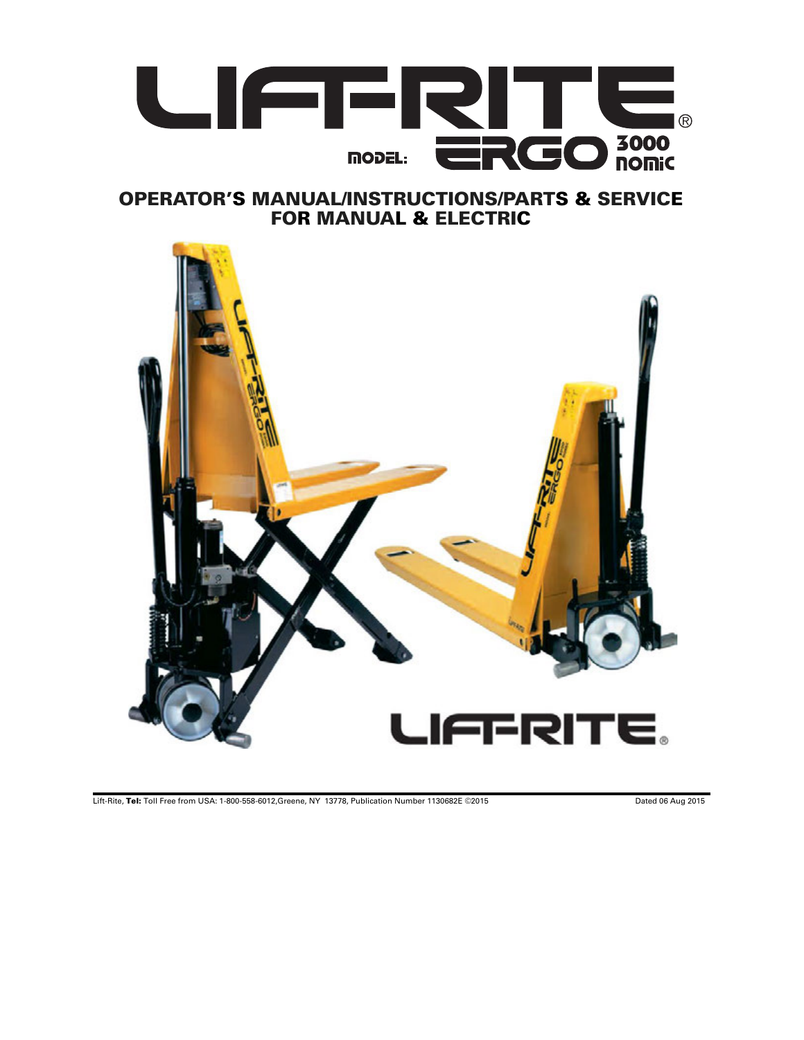# LIFT-RITE®

MODEL: ERGO 3000 nomic

## OPERATOR'S MANUAL/INSTRUCTIONS/PARTS & SERVICE FOR MANUAL & ELECTRIC

LIFT-RITE®

Lift-Rite, **Tel:** Toll Free from USA: 1-800-558-6012,Greene, NY 13778, Publication Number 1130682E ©2015

Dated 06 Aug 2015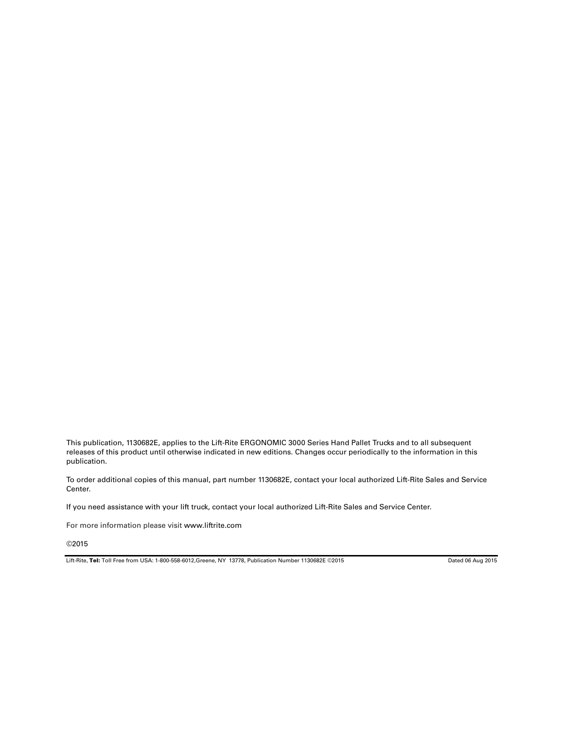This publication, 1130682E, applies to the Lift-Rite ERGONOMIC 3000 Series Hand Pallet Trucks and to all subsequent releases of this product until otherwise indicated in new editions. Changes occur periodically to the information in this publication.

To order additional copies of this manual, part number 1130682E, contact your local authorized Lift-Rite Sales and Service Center.

If you need assistance with your lift truck, contact your local authorized Lift-Rite Sales and Service Center.

For more information please visit www.liftrite.com

©2015

Lift-Rite, **Tel:** Toll Free from USA: 1-800-558-6012,Greene, NY 13778, Publication Number 1130682E ©2015 Dated 06 Aug 2015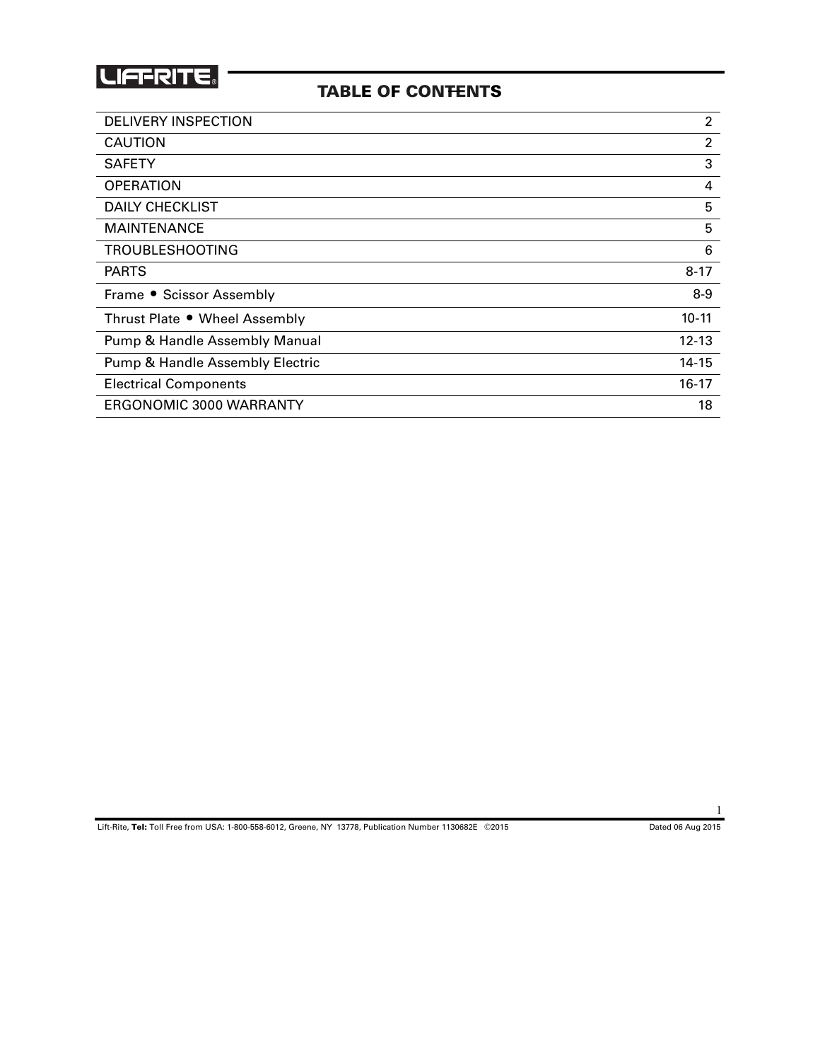# TABLE OF CONTENTS

| | |
|---|---|
| DELIVERY INSPECTION | 2 |
| CAUTION | 2 |
| SAFETY | 3 |
| OPERATION | 4 |
| DAILY CHECKLIST | 5 |
| MAINTENANCE | 5 |
| TROUBLESHOOTING | 6 |
| PARTS | 8-17 |
| Frame • Scissor Assembly | 8-9 |
| Thrust Plate • Wheel Assembly | 10-11 |
| Pump & Handle Assembly Manual | 12-13 |
| Pump & Handle Assembly Electric | 14-15 |
| Electrical Components | 16-17 |
| ERGONOMIC 3000 WARRANTY | 18 |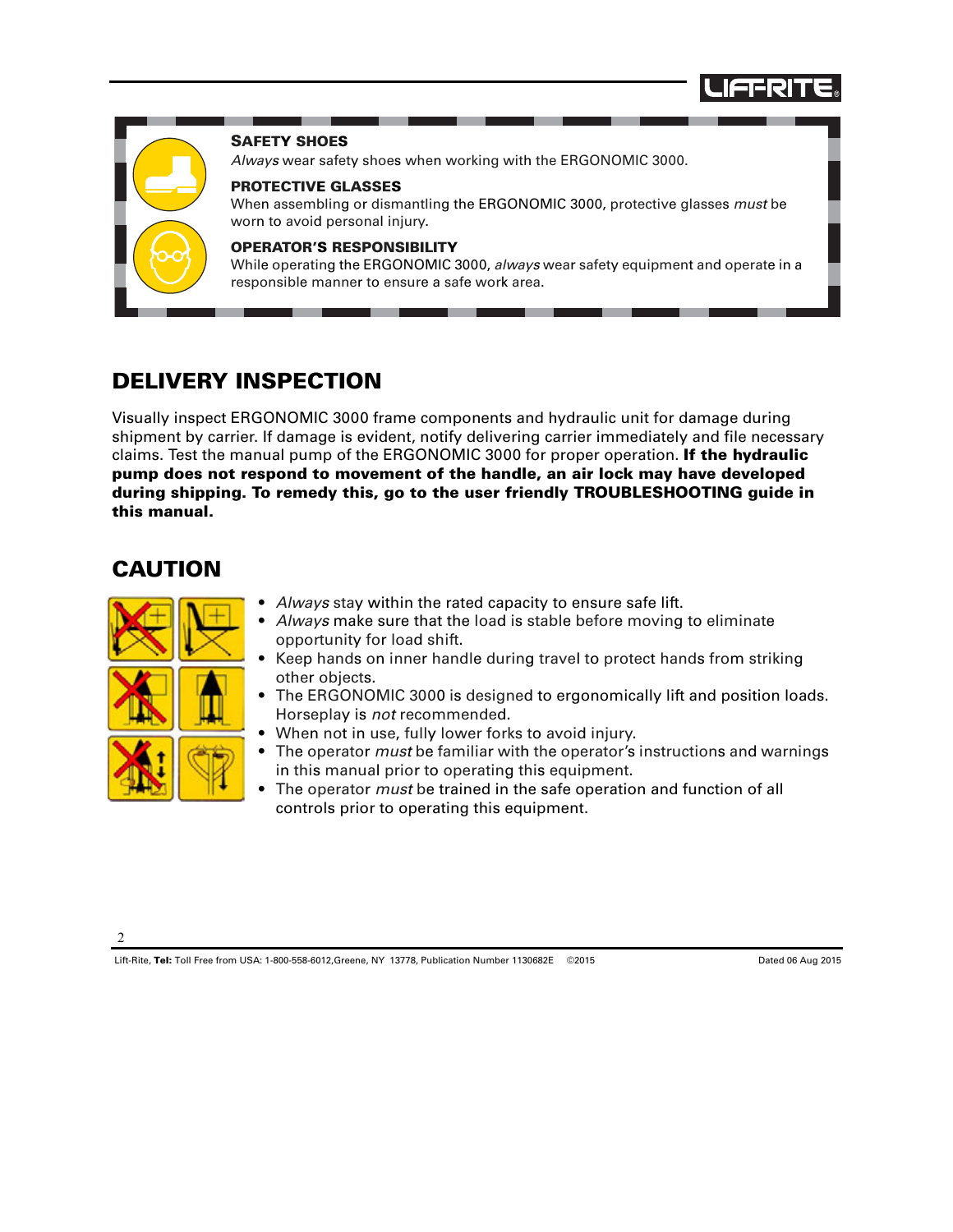### SAFETY SHOES

*Always* wear safety shoes when working with the ERGONOMIC 3000.

### PROTECTIVE GLASSES

When assembling or dismantling the ERGONOMIC 3000, protective glasses *must* be worn to avoid personal injury.

### OPERATOR'S RESPONSIBILITY

While operating the ERGONOMIC 3000, *always* wear safety equipment and operate in a responsible manner to ensure a safe work area.

## DELIVERY INSPECTION

Visually inspect ERGONOMIC 3000 frame components and hydraulic unit for damage during shipment by carrier. If damage is evident, notify delivering carrier immediately and file necessary claims. Test the manual pump of the ERGONOMIC 3000 for proper operation. **If the hydraulic pump does not respond to movement of the handle, an air lock may have developed during shipping. To remedy this, go to the user friendly TROUBLESHOOTING guide in this manual.**

## CAUTION

- *Always* stay within the rated capacity to ensure safe lift.
- *Always* make sure that the load is stable before moving to eliminate opportunity for load shift.
- Keep hands on inner handle during travel to protect hands from striking other objects.
- The ERGONOMIC 3000 is designed to ergonomically lift and position loads. Horseplay is *not* recommended.
- When not in use, fully lower forks to avoid injury.
- The operator *must* be familiar with the operator's instructions and warnings in this manual prior to operating this equipment.
- The operator *must* be trained in the safe operation and function of all controls prior to operating this equipment.

Lift-Rite, **Tel:** Toll Free from USA: 1-800-558-6012,Greene, NY 13778, Publication Number 1130682E ©2015 Dated 06 Aug 2015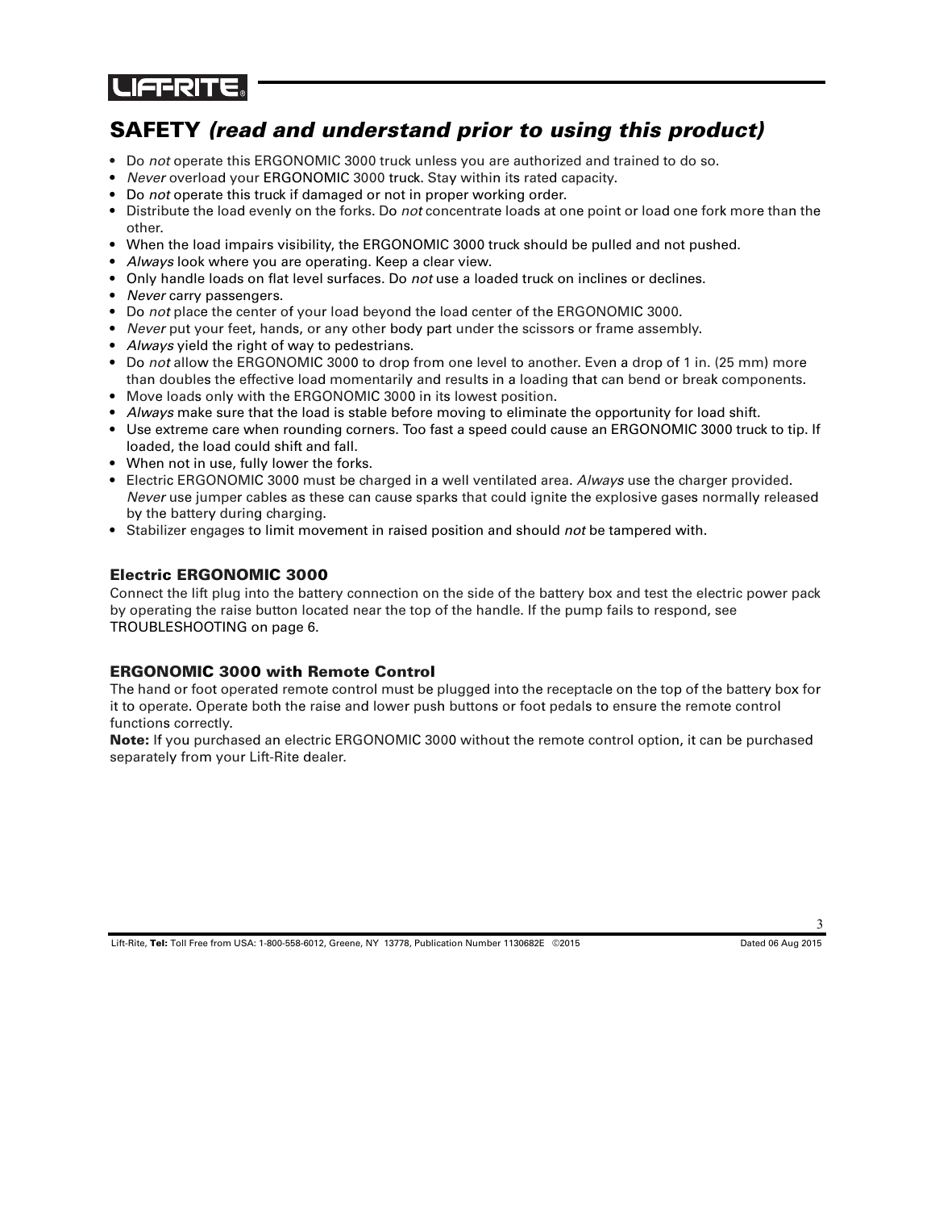## SAFETY *(read and understand prior to using this product)*

- Do *not* operate this ERGONOMIC 3000 truck unless you are authorized and trained to do so.
- *Never* overload your ERGONOMIC 3000 truck. Stay within its rated capacity.
- Do *not* operate this truck if damaged or not in proper working order.
- Distribute the load evenly on the forks. Do *not* concentrate loads at one point or load one fork more than the other.
- When the load impairs visibility, the ERGONOMIC 3000 truck should be pulled and not pushed.
- *Always* look where you are operating. Keep a clear view.
- Only handle loads on flat level surfaces. Do *not* use a loaded truck on inclines or declines.
- *Never* carry passengers.
- Do *not* place the center of your load beyond the load center of the ERGONOMIC 3000.
- *Never* put your feet, hands, or any other body part under the scissors or frame assembly.
- *Always* yield the right of way to pedestrians.
- Do *not* allow the ERGONOMIC 3000 to drop from one level to another. Even a drop of 1 in. (25 mm) more than doubles the effective load momentarily and results in a loading that can bend or break components.
- Move loads only with the ERGONOMIC 3000 in its lowest position.
- *Always* make sure that the load is stable before moving to eliminate the opportunity for load shift.
- Use extreme care when rounding corners. Too fast a speed could cause an ERGONOMIC 3000 truck to tip. If loaded, the load could shift and fall.
- When not in use, fully lower the forks.
- Electric ERGONOMIC 3000 must be charged in a well ventilated area. *Always* use the charger provided. *Never* use jumper cables as these can cause sparks that could ignite the explosive gases normally released by the battery during charging.
- Stabilizer engages to limit movement in raised position and should *not* be tampered with.

### Electric ERGONOMIC 3000

Connect the lift plug into the battery connection on the side of the battery box and test the electric power pack by operating the raise button located near the top of the handle. If the pump fails to respond, see TROUBLESHOOTING on page 6.

### ERGONOMIC 3000 with Remote Control

The hand or foot operated remote control must be plugged into the receptacle on the top of the battery box for it to operate. Operate both the raise and lower push buttons or foot pedals to ensure the remote control functions correctly.

**Note:** If you purchased an electric ERGONOMIC 3000 without the remote control option, it can be purchased separately from your Lift-Rite dealer.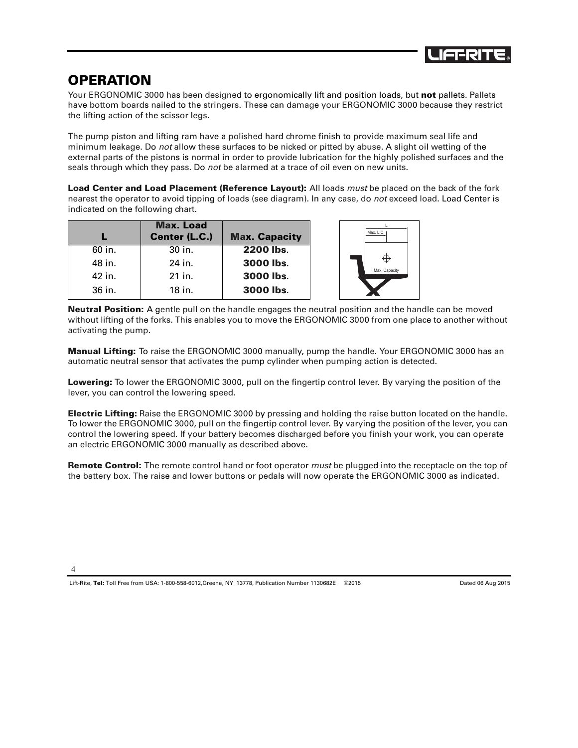# OPERATION

Your ERGONOMIC 3000 has been designed to ergonomically lift and position loads, but **not** pallets. Pallets have bottom boards nailed to the stringers. These can damage your ERGONOMIC 3000 because they restrict the lifting action of the scissor legs.

The pump piston and lifting ram have a polished hard chrome finish to provide maximum seal life and minimum leakage. Do *not* allow these surfaces to be nicked or pitted by abuse. A slight oil wetting of the external parts of the pistons is normal in order to provide lubrication for the highly polished surfaces and the seals through which they pass. Do *not* be alarmed at a trace of oil even on new units.

**Load Center and Load Placement (Reference Layout):** All loads *must* be placed on the back of the fork nearest the operator to avoid tipping of loads (see diagram). In any case, do *not* exceed load. Load Center is indicated on the following chart.

| L | Max. Load Center (L.C.) | Max. Capacity |
|---|---|---|
| 60 in. | 30 in. | **2200 lbs**. |
| 48 in. | 24 in. | **3000 lbs**. |
| 42 in. | 21 in. | **3000 lbs**. |
| 36 in. | 18 in. | **3000 lbs**. |

L

Max. L.C.

Max. Capacity

**Neutral Position:** A gentle pull on the handle engages the neutral position and the handle can be moved without lifting of the forks. This enables you to move the ERGONOMIC 3000 from one place to another without activating the pump.

**Manual Lifting:** To raise the ERGONOMIC 3000 manually, pump the handle. Your ERGONOMIC 3000 has an automatic neutral sensor that activates the pump cylinder when pumping action is detected.

**Lowering:** To lower the ERGONOMIC 3000, pull on the fingertip control lever. By varying the position of the lever, you can control the lowering speed.

**Electric Lifting:** Raise the ERGONOMIC 3000 by pressing and holding the raise button located on the handle. To lower the ERGONOMIC 3000, pull on the fingertip control lever. By varying the position of the lever, you can control the lowering speed. If your battery becomes discharged before you finish your work, you can operate an electric ERGONOMIC 3000 manually as described above.

**Remote Control:** The remote control hand or foot operator *must* be plugged into the receptacle on the top of the battery box. The raise and lower buttons or pedals will now operate the ERGONOMIC 3000 as indicated.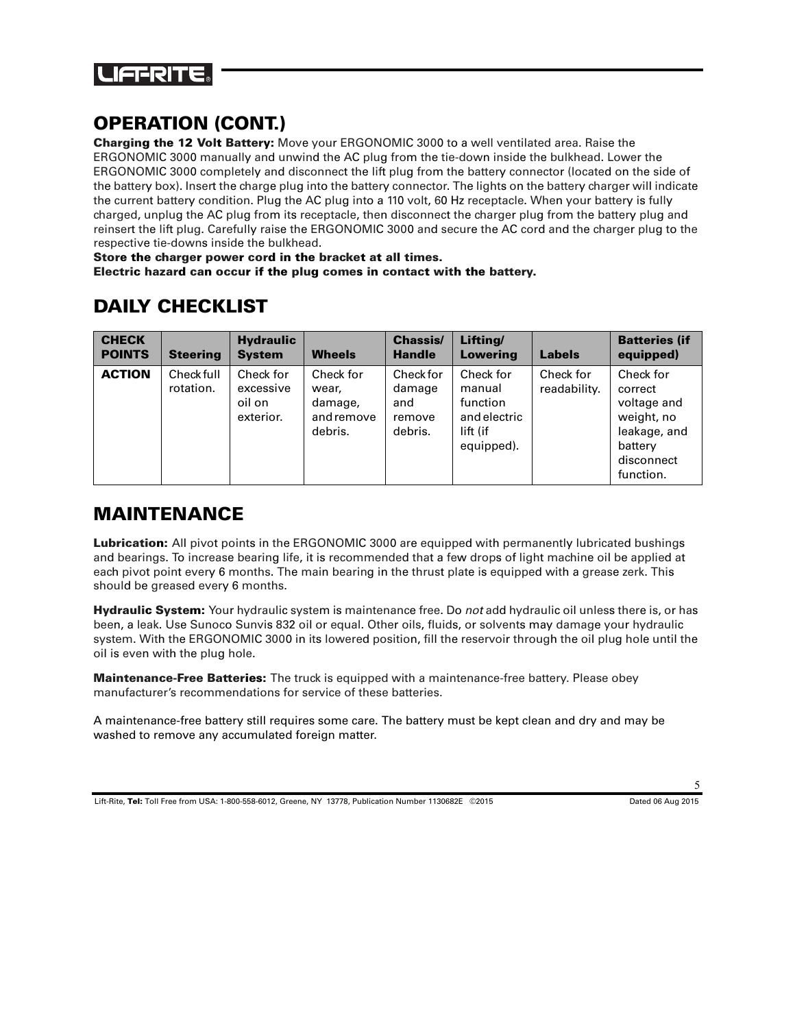## OPERATION (CONT.)

**Charging the 12 Volt Battery:** Move your ERGONOMIC 3000 to a well ventilated area. Raise the ERGONOMIC 3000 manually and unwind the AC plug from the tie-down inside the bulkhead. Lower the ERGONOMIC 3000 completely and disconnect the lift plug from the battery connector (located on the side of the battery box). Insert the charge plug into the battery connector. The lights on the battery charger will indicate the current battery condition. Plug the AC plug into a 110 volt, 60 Hz receptacle. When your battery is fully charged, unplug the AC plug from its receptacle, then disconnect the charger plug from the battery plug and reinsert the lift plug. Carefully raise the ERGONOMIC 3000 and secure the AC cord and the charger plug to the respective tie-downs inside the bulkhead.

**Store the charger power cord in the bracket at all times.**
**Electric hazard can occur if the plug comes in contact with the battery.**

## DAILY CHECKLIST

| CHECK POINTS | Steering | Hydraulic System | Wheels | Chassis/ Handle | Lifting/ Lowering | Labels | Batteries (if equipped) |
|---|---|---|---|---|---|---|---|
| **ACTION** | Check full rotation. | Check for excessive oil on exterior. | Check for wear, damage, and remove debris. | Check for damage and remove debris. | Check for manual function and electric lift (if equipped). | Check for readability. | Check for correct voltage and weight, no leakage, and battery disconnect function. |

## MAINTENANCE

**Lubrication:** All pivot points in the ERGONOMIC 3000 are equipped with permanently lubricated bushings and bearings. To increase bearing life, it is recommended that a few drops of light machine oil be applied at each pivot point every 6 months. The main bearing in the thrust plate is equipped with a grease zerk. This should be greased every 6 months.

**Hydraulic System:** Your hydraulic system is maintenance free. Do *not* add hydraulic oil unless there is, or has been, a leak. Use Sunoco Sunvis 832 oil or equal. Other oils, fluids, or solvents may damage your hydraulic system. With the ERGONOMIC 3000 in its lowered position, fill the reservoir through the oil plug hole until the oil is even with the plug hole.

**Maintenance-Free Batteries:** The truck is equipped with a maintenance-free battery. Please obey manufacturer's recommendations for service of these batteries.

A maintenance-free battery still requires some care. The battery must be kept clean and dry and may be washed to remove any accumulated foreign matter.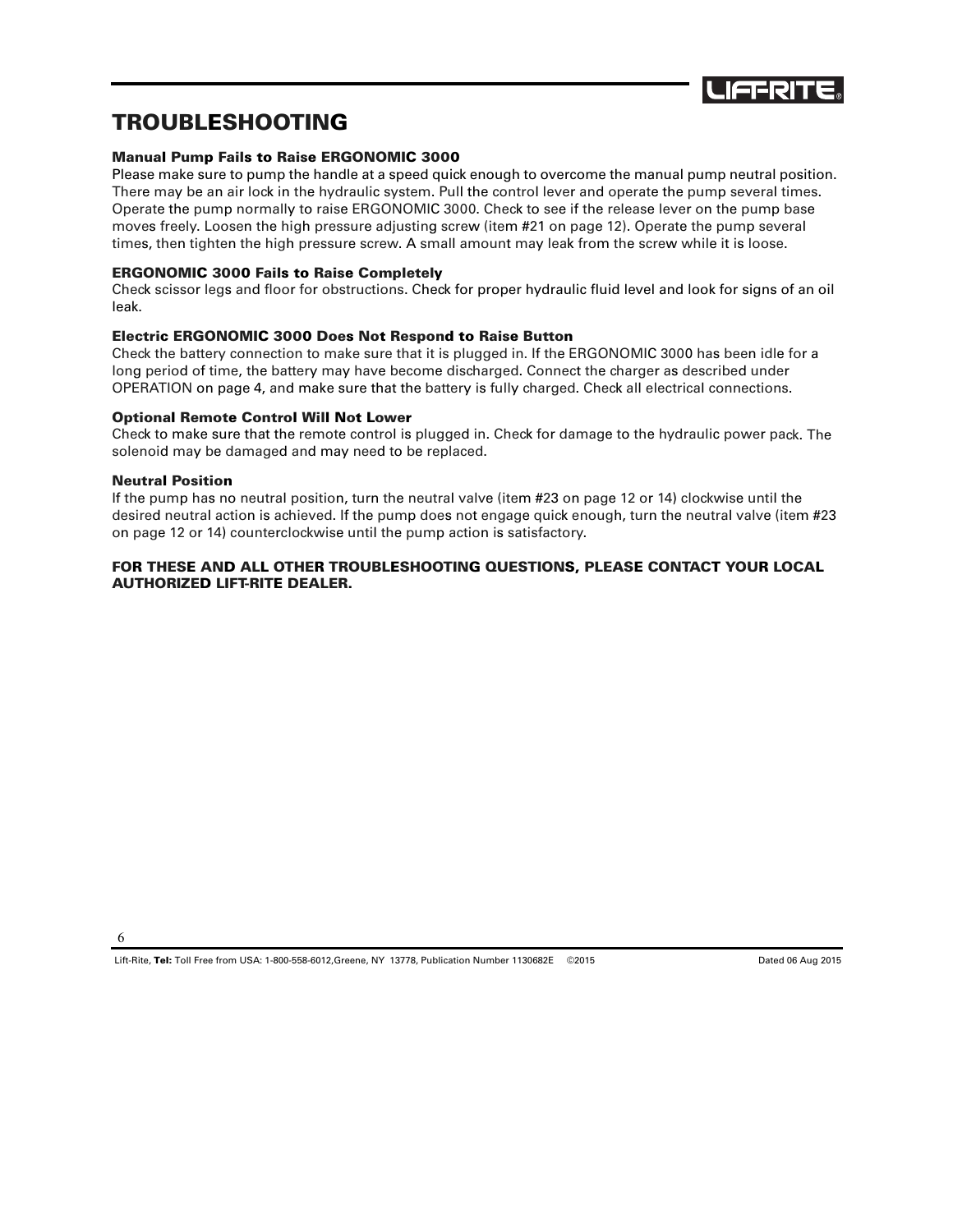# TROUBLESHOOTING

### Manual Pump Fails to Raise ERGONOMIC 3000

Please make sure to pump the handle at a speed quick enough to overcome the manual pump neutral position. There may be an air lock in the hydraulic system. Pull the control lever and operate the pump several times. Operate the pump normally to raise ERGONOMIC 3000. Check to see if the release lever on the pump base moves freely. Loosen the high pressure adjusting screw (item #21 on page 12). Operate the pump several times, then tighten the high pressure screw. A small amount may leak from the screw while it is loose.

### ERGONOMIC 3000 Fails to Raise Completely

Check scissor legs and floor for obstructions. Check for proper hydraulic fluid level and look for signs of an oil leak.

### Electric ERGONOMIC 3000 Does Not Respond to Raise Button

Check the battery connection to make sure that it is plugged in. If the ERGONOMIC 3000 has been idle for a long period of time, the battery may have become discharged. Connect the charger as described under OPERATION on page 4, and make sure that the battery is fully charged. Check all electrical connections.

### Optional Remote Control Will Not Lower

Check to make sure that the remote control is plugged in. Check for damage to the hydraulic power pack. The solenoid may be damaged and may need to be replaced.

### Neutral Position

If the pump has no neutral position, turn the neutral valve (item #23 on page 12 or 14) clockwise until the desired neutral action is achieved. If the pump does not engage quick enough, turn the neutral valve (item #23 on page 12 or 14) counterclockwise until the pump action is satisfactory.

**FOR THESE AND ALL OTHER TROUBLESHOOTING QUESTIONS, PLEASE CONTACT YOUR LOCAL AUTHORIZED LIFT-RITE DEALER.**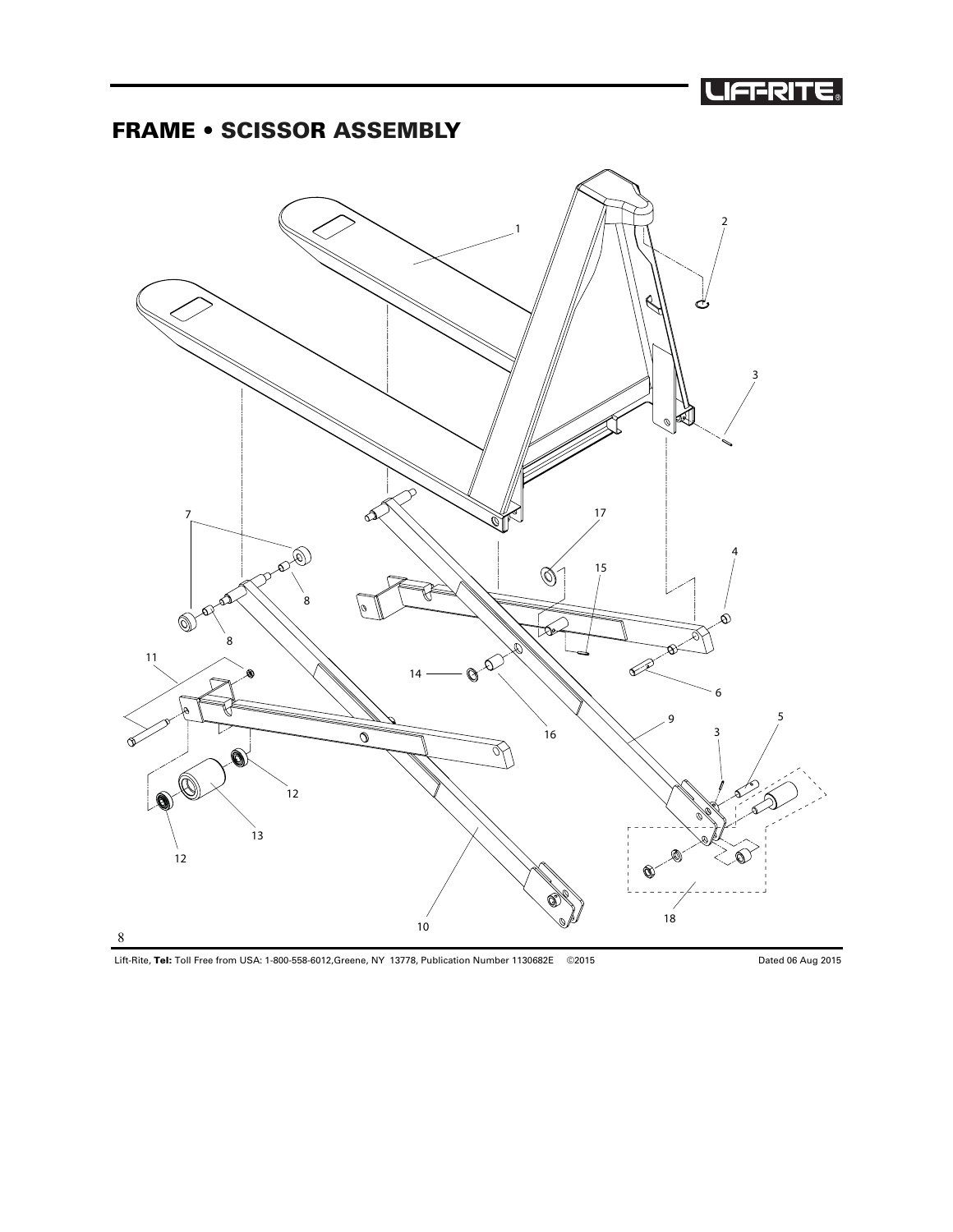# FRAME • SCISSOR ASSEMBLY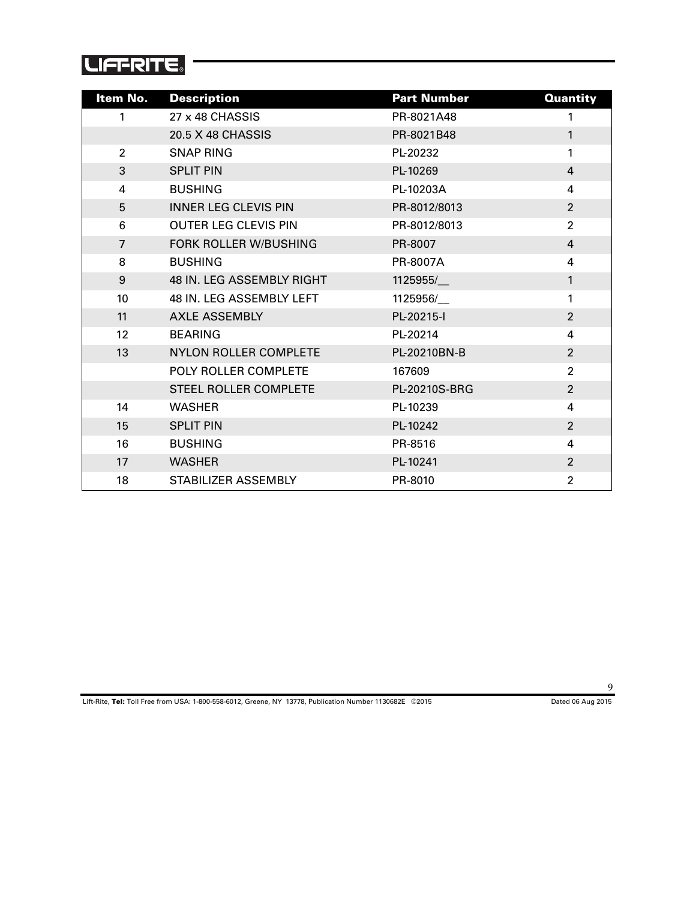| Item No. | Description | Part Number | Quantity |
| --- | --- | --- | --- |
| 1 | 27 x 48 CHASSIS | PR-8021A48 | 1 |
| | 20.5 X 48 CHASSIS | PR-8021B48 | 1 |
| 2 | SNAP RING | PL-20232 | 1 |
| 3 | SPLIT PIN | PL-10269 | 4 |
| 4 | BUSHING | PL-10203A | 4 |
| 5 | INNER LEG CLEVIS PIN | PR-8012/8013 | 2 |
| 6 | OUTER LEG CLEVIS PIN | PR-8012/8013 | 2 |
| 7 | FORK ROLLER W/BUSHING | PR-8007 | 4 |
| 8 | BUSHING | PR-8007A | 4 |
| 9 | 48 IN. LEG ASSEMBLY RIGHT | 1125955/__ | 1 |
| 10 | 48 IN. LEG ASSEMBLY LEFT | 1125956/__ | 1 |
| 11 | AXLE ASSEMBLY | PL-20215-I | 2 |
| 12 | BEARING | PL-20214 | 4 |
| 13 | NYLON ROLLER COMPLETE | PL-20210BN-B | 2 |
| | POLY ROLLER COMPLETE | 167609 | 2 |
| | STEEL ROLLER COMPLETE | PL-20210S-BRG | 2 |
| 14 | WASHER | PL-10239 | 4 |
| 15 | SPLIT PIN | PL-10242 | 2 |
| 16 | BUSHING | PR-8516 | 4 |
| 17 | WASHER | PL-10241 | 2 |
| 18 | STABILIZER ASSEMBLY | PR-8010 | 2 |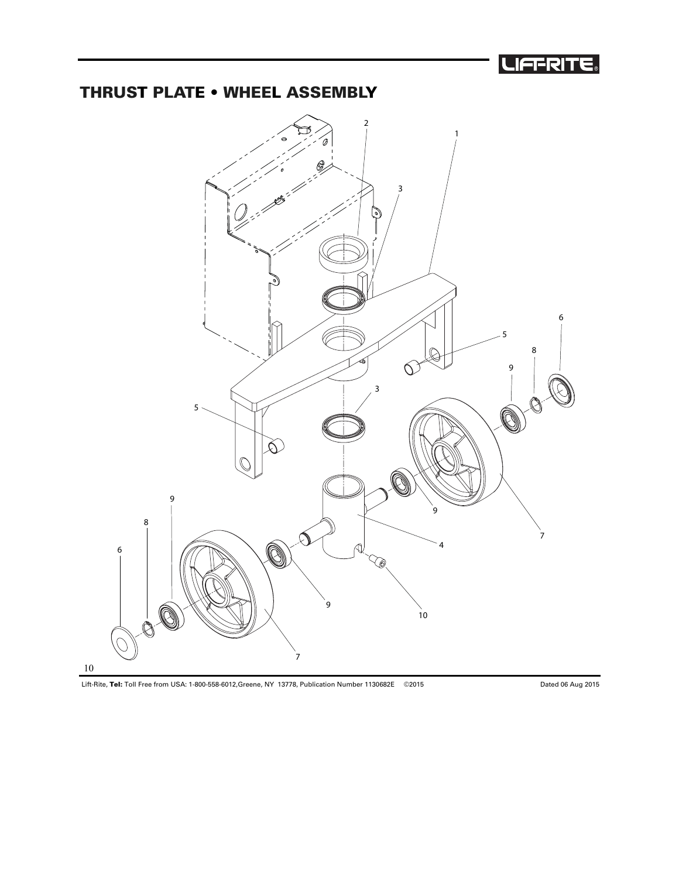## THRUST PLATE • WHEEL ASSEMBLY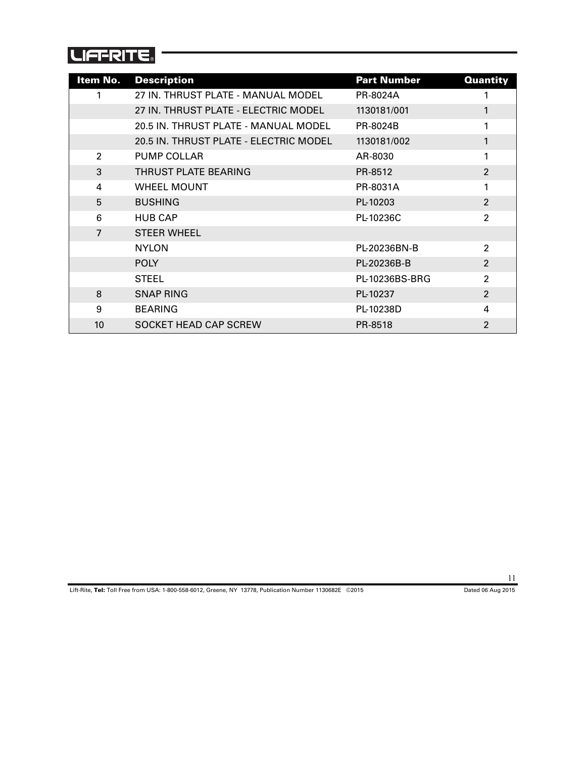| Item No. | Description | Part Number | Quantity |
|---|---|---|---|
| 1 | 27 IN. THRUST PLATE - MANUAL MODEL | PR-8024A | 1 |
| | 27 IN. THRUST PLATE - ELECTRIC MODEL | 1130181/001 | 1 |
| | 20.5 IN. THRUST PLATE - MANUAL MODEL | PR-8024B | 1 |
| | 20.5 IN. THRUST PLATE - ELECTRIC MODEL | 1130181/002 | 1 |
| 2 | PUMP COLLAR | AR-8030 | 1 |
| 3 | THRUST PLATE BEARING | PR-8512 | 2 |
| 4 | WHEEL MOUNT | PR-8031A | 1 |
| 5 | BUSHING | PL-10203 | 2 |
| 6 | HUB CAP | PL-10236C | 2 |
| 7 | STEER WHEEL | | |
| | NYLON | PL-20236BN-B | 2 |
| | POLY | PL-20236B-B | 2 |
| | STEEL | PL-10236BS-BRG | 2 |
| 8 | SNAP RING | PL-10237 | 2 |
| 9 | BEARING | PL-10238D | 4 |
| 10 | SOCKET HEAD CAP SCREW | PR-8518 | 2 |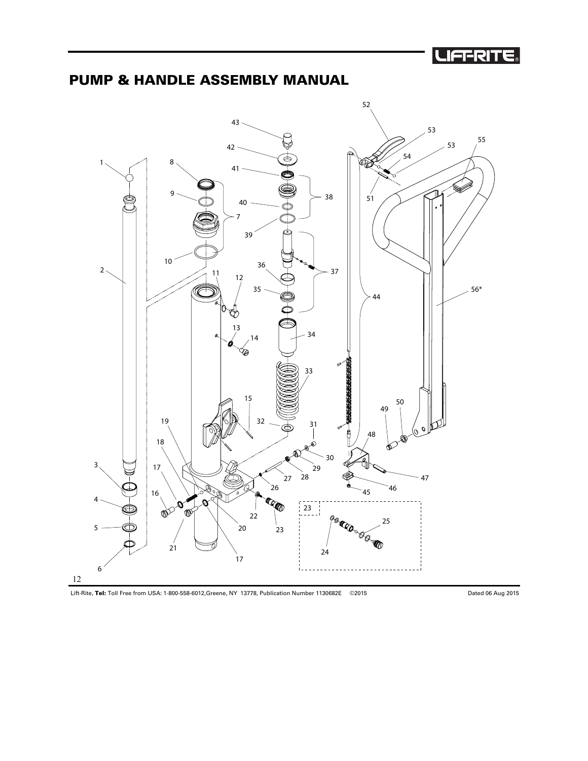# PUMP & HANDLE ASSEMBLY MANUAL

52

43

53

55

53

42

54

1

8

41

51

38

9

40

7

39

10

37

2

11

12

36

56*

35

44

13

34

14

33

15

50

49

32

31

19

48

18

30

29

17

3

28

47

27

46

26

16

45

4

22

23

25

20

5

23

24

21

17

6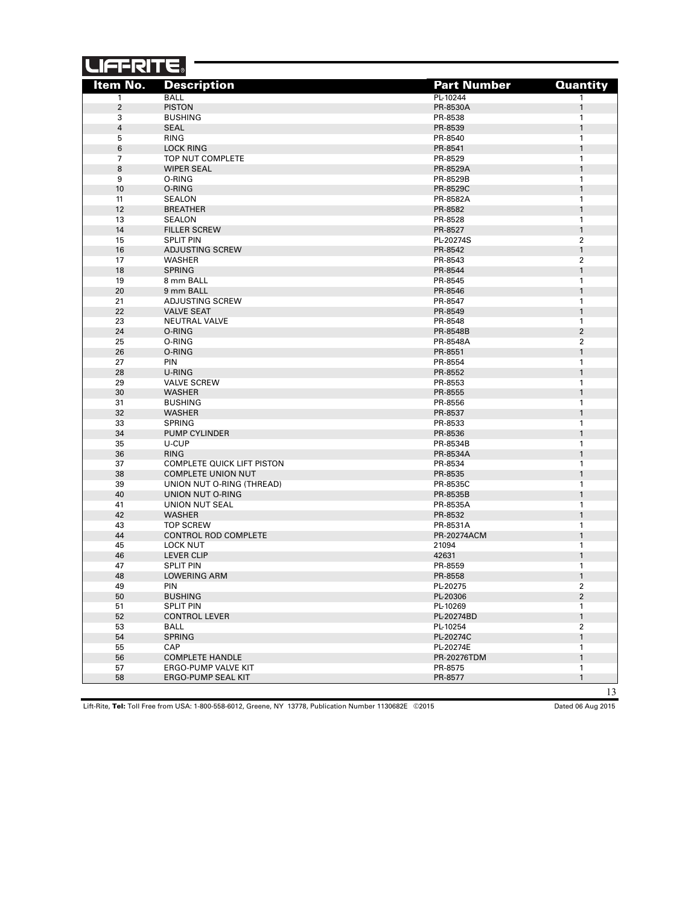# LIFT-RITE

| Item No. | Description | Part Number | Quantity |
|---|---|---|---|
| 1 | BALL | PL-10244 | 1 |
| 2 | PISTON | PR-8530A | 1 |
| 3 | BUSHING | PR-8538 | 1 |
| 4 | SEAL | PR-8539 | 1 |
| 5 | RING | PR-8540 | 1 |
| 6 | LOCK RING | PR-8541 | 1 |
| 7 | TOP NUT COMPLETE | PR-8529 | 1 |
| 8 | WIPER SEAL | PR-8529A | 1 |
| 9 | O-RING | PR-8529B | 1 |
| 10 | O-RING | PR-8529C | 1 |
| 11 | SEALON | PR-8582A | 1 |
| 12 | BREATHER | PR-8582 | 1 |
| 13 | SEALON | PR-8528 | 1 |
| 14 | FILLER SCREW | PR-8527 | 1 |
| 15 | SPLIT PIN | PL-20274S | 2 |
| 16 | ADJUSTING SCREW | PR-8542 | 1 |
| 17 | WASHER | PR-8543 | 2 |
| 18 | SPRING | PR-8544 | 1 |
| 19 | 8 mm BALL | PR-8545 | 1 |
| 20 | 9 mm BALL | PR-8546 | 1 |
| 21 | ADJUSTING SCREW | PR-8547 | 1 |
| 22 | VALVE SEAT | PR-8549 | 1 |
| 23 | NEUTRAL VALVE | PR-8548 | 1 |
| 24 | O-RING | PR-8548B | 2 |
| 25 | O-RING | PR-8548A | 2 |
| 26 | O-RING | PR-8551 | 1 |
| 27 | PIN | PR-8554 | 1 |
| 28 | U-RING | PR-8552 | 1 |
| 29 | VALVE SCREW | PR-8553 | 1 |
| 30 | WASHER | PR-8555 | 1 |
| 31 | BUSHING | PR-8556 | 1 |
| 32 | WASHER | PR-8537 | 1 |
| 33 | SPRING | PR-8533 | 1 |
| 34 | PUMP CYLINDER | PR-8536 | 1 |
| 35 | U-CUP | PR-8534B | 1 |
| 36 | RING | PR-8534A | 1 |
| 37 | COMPLETE QUICK LIFT PISTON | PR-8534 | 1 |
| 38 | COMPLETE UNION NUT | PR-8535 | 1 |
| 39 | UNION NUT O-RING (THREAD) | PR-8535C | 1 |
| 40 | UNION NUT O-RING | PR-8535B | 1 |
| 41 | UNION NUT SEAL | PR-8535A | 1 |
| 42 | WASHER | PR-8532 | 1 |
| 43 | TOP SCREW | PR-8531A | 1 |
| 44 | CONTROL ROD COMPLETE | PR-20274ACM | 1 |
| 45 | LOCK NUT | 21094 | 1 |
| 46 | LEVER CLIP | 42631 | 1 |
| 47 | SPLIT PIN | PR-8559 | 1 |
| 48 | LOWERING ARM | PR-8558 | 1 |
| 49 | PIN | PL-20275 | 2 |
| 50 | BUSHING | PL-20306 | 2 |
| 51 | SPLIT PIN | PL-10269 | 1 |
| 52 | CONTROL LEVER | PL-20274BD | 1 |
| 53 | BALL | PL-10254 | 2 |
| 54 | SPRING | PL-20274C | 1 |
| 55 | CAP | PL-20274E | 1 |
| 56 | COMPLETE HANDLE | PR-20276TDM | 1 |
| 57 | ERGO-PUMP VALVE KIT | PR-8575 | 1 |
| 58 | ERGO-PUMP SEAL KIT | PR-8577 | 1 |

Lift-Rite, **Tel:** Toll Free from USA: 1-800-558-6012, Greene, NY 13778, Publication Number 1130682E ©2015 Dated 06 Aug 2015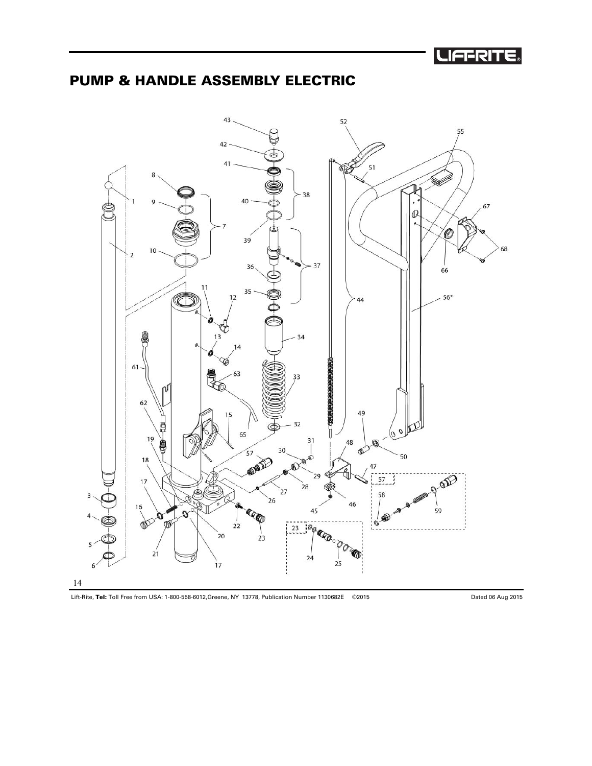# PUMP & HANDLE ASSEMBLY ELECTRIC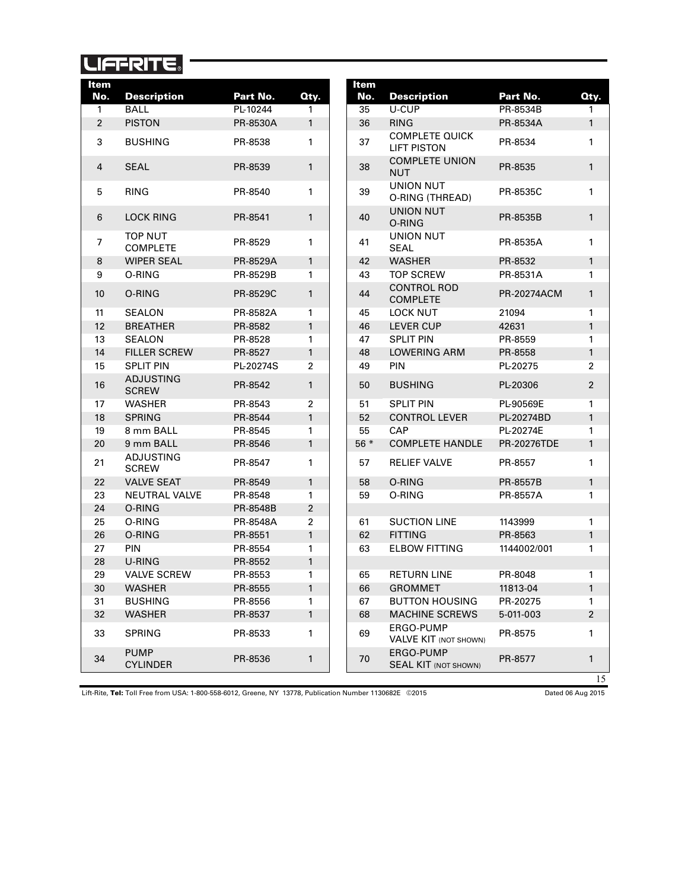# LIFT-RITE

| Item No. | Description | Part No. | Qty. |
|---|---|---|---|
| 1 | BALL | PL-10244 | 1 |
| 2 | PISTON | PR-8530A | 1 |
| 3 | BUSHING | PR-8538 | 1 |
| 4 | SEAL | PR-8539 | 1 |
| 5 | RING | PR-8540 | 1 |
| 6 | LOCK RING | PR-8541 | 1 |
| 7 | TOP NUT COMPLETE | PR-8529 | 1 |
| 8 | WIPER SEAL | PR-8529A | 1 |
| 9 | O-RING | PR-8529B | 1 |
| 10 | O-RING | PR-8529C | 1 |
| 11 | SEALON | PR-8582A | 1 |
| 12 | BREATHER | PR-8582 | 1 |
| 13 | SEALON | PR-8528 | 1 |
| 14 | FILLER SCREW | PR-8527 | 1 |
| 15 | SPLIT PIN | PL-20274S | 2 |
| 16 | ADJUSTING SCREW | PR-8542 | 1 |
| 17 | WASHER | PR-8543 | 2 |
| 18 | SPRING | PR-8544 | 1 |
| 19 | 8 mm BALL | PR-8545 | 1 |
| 20 | 9 mm BALL | PR-8546 | 1 |
| 21 | ADJUSTING SCREW | PR-8547 | 1 |
| 22 | VALVE SEAT | PR-8549 | 1 |
| 23 | NEUTRAL VALVE | PR-8548 | 1 |
| 24 | O-RING | PR-8548B | 2 |
| 25 | O-RING | PR-8548A | 2 |
| 26 | O-RING | PR-8551 | 1 |
| 27 | PIN | PR-8554 | 1 |
| 28 | U-RING | PR-8552 | 1 |
| 29 | VALVE SCREW | PR-8553 | 1 |
| 30 | WASHER | PR-8555 | 1 |
| 31 | BUSHING | PR-8556 | 1 |
| 32 | WASHER | PR-8537 | 1 |
| 33 | SPRING | PR-8533 | 1 |
| 34 | PUMP CYLINDER | PR-8536 | 1 |
| 35 | U-CUP | PR-8534B | 1 |
| 36 | RING | PR-8534A | 1 |
| 37 | COMPLETE QUICK LIFT PISTON | PR-8534 | 1 |
| 38 | COMPLETE UNION NUT | PR-8535 | 1 |
| 39 | UNION NUT O-RING (THREAD) | PR-8535C | 1 |
| 40 | UNION NUT O-RING | PR-8535B | 1 |
| 41 | UNION NUT SEAL | PR-8535A | 1 |
| 42 | WASHER | PR-8532 | 1 |
| 43 | TOP SCREW | PR-8531A | 1 |
| 44 | CONTROL ROD COMPLETE | PR-20274ACM | 1 |
| 45 | LOCK NUT | 21094 | 1 |
| 46 | LEVER CUP | 42631 | 1 |
| 47 | SPLIT PIN | PR-8559 | 1 |
| 48 | LOWERING ARM | PR-8558 | 1 |
| 49 | PIN | PL-20275 | 2 |
| 50 | BUSHING | PL-20306 | 2 |
| 51 | SPLIT PIN | PL-90569E | 1 |
| 52 | CONTROL LEVER | PL-20274BD | 1 |
| 55 | CAP | PL-20274E | 1 |
| 56 * | COMPLETE HANDLE | PR-20276TDE | 1 |
| 57 | RELIEF VALVE | PR-8557 | 1 |
| 58 | O-RING | PR-8557B | 1 |
| 59 | O-RING | PR-8557A | 1 |
| | | | |
| 61 | SUCTION LINE | 1143999 | 1 |
| 62 | FITTING | PR-8563 | 1 |
| 63 | ELBOW FITTING | 1144002/001 | 1 |
| | | | |
| 65 | RETURN LINE | PR-8048 | 1 |
| 66 | GROMMET | 11813-04 | 1 |
| 67 | BUTTON HOUSING | PR-20275 | 1 |
| 68 | MACHINE SCREWS | 5-011-003 | 2 |
| 69 | ERGO-PUMP VALVE KIT (NOT SHOWN) | PR-8575 | 1 |
| 70 | ERGO-PUMP SEAL KIT (NOT SHOWN) | PR-8577 | 1 |

Lift-Rite, **Tel:** Toll Free from USA: 1-800-558-6012, Greene, NY 13778, Publication Number 1130682E ©2015 Dated 06 Aug 2015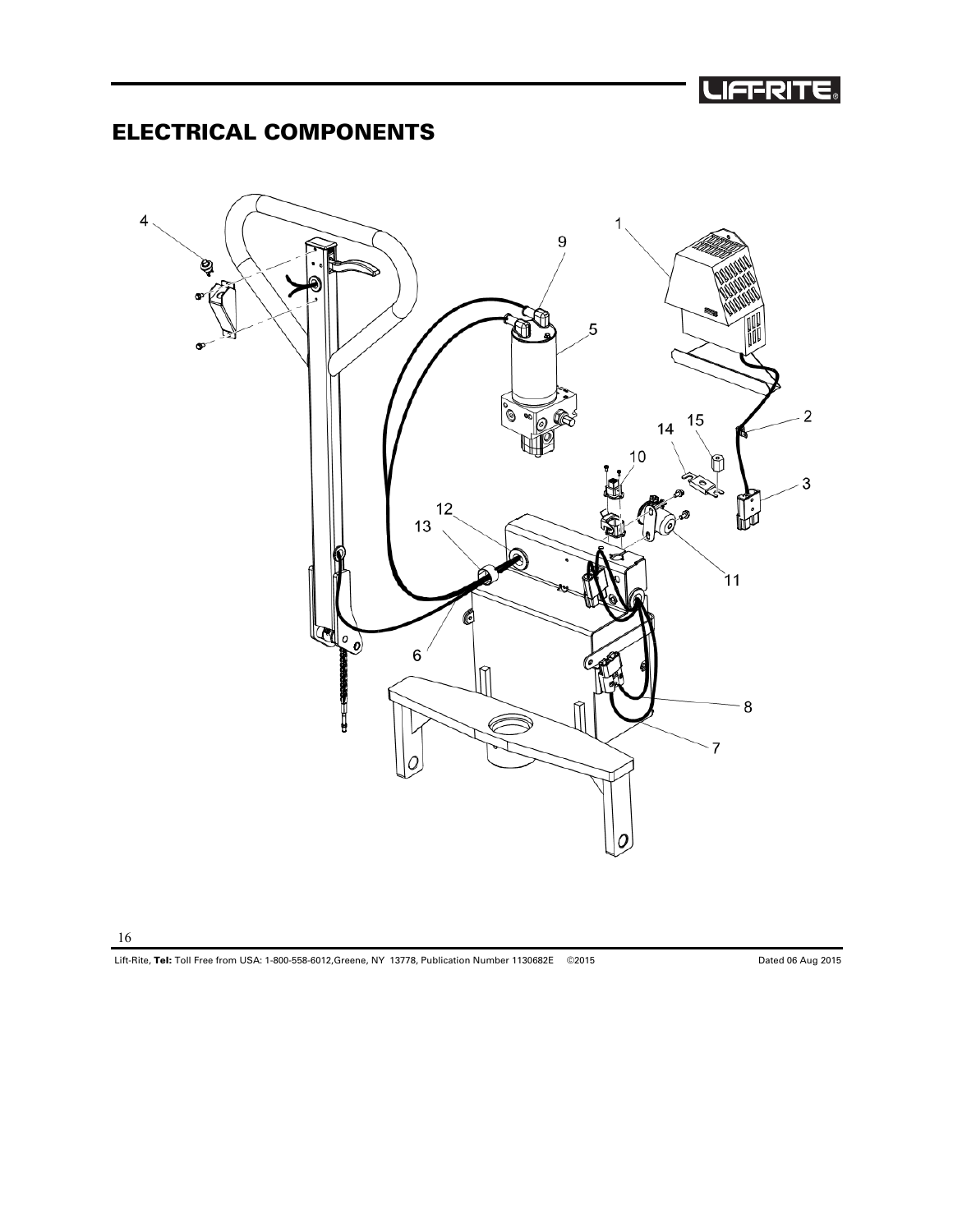## ELECTRICAL COMPONENTS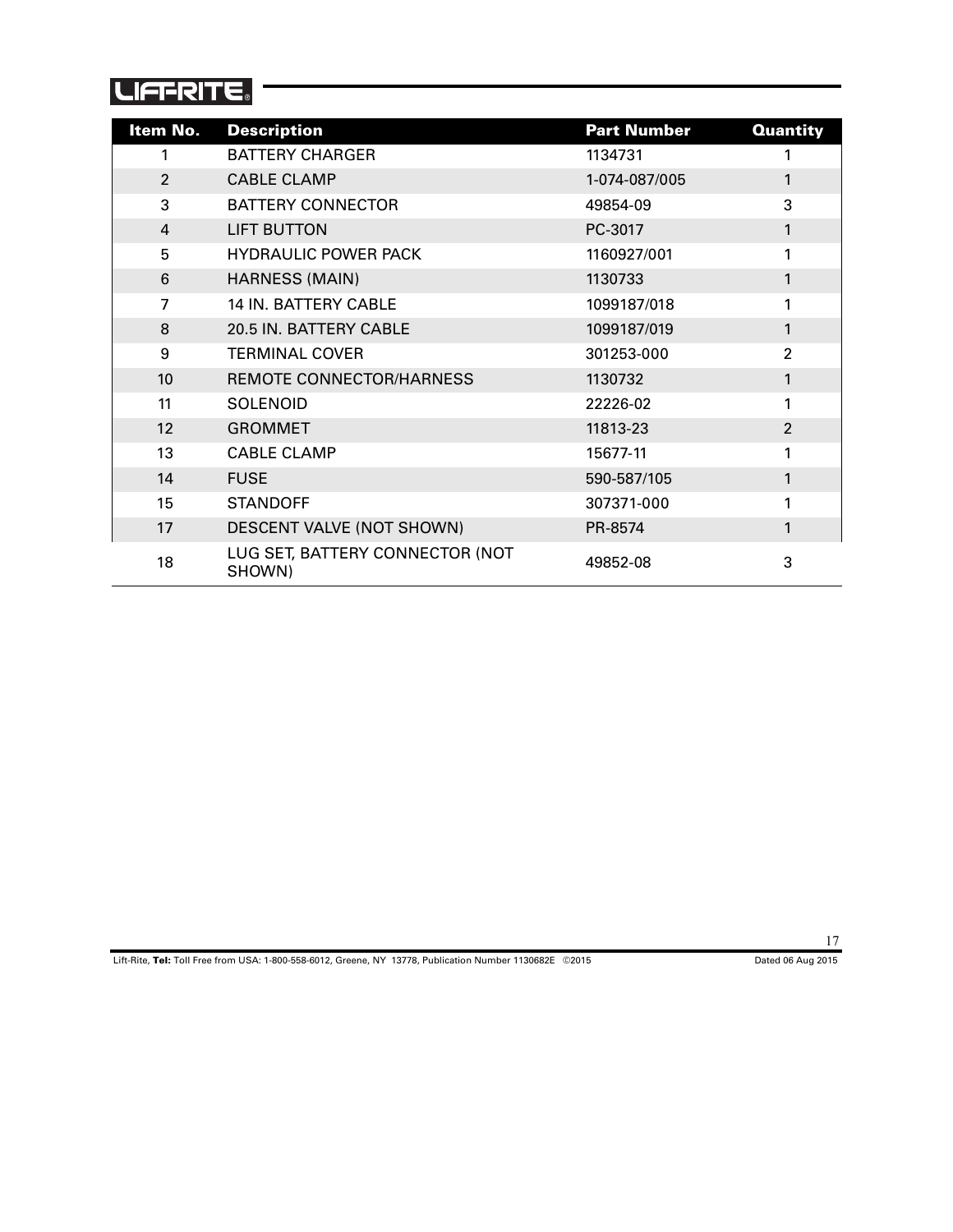| Item No. | Description | Part Number | Quantity |
|---|---|---|---|
| 1 | BATTERY CHARGER | 1134731 | 1 |
| 2 | CABLE CLAMP | 1-074-087/005 | 1 |
| 3 | BATTERY CONNECTOR | 49854-09 | 3 |
| 4 | LIFT BUTTON | PC-3017 | 1 |
| 5 | HYDRAULIC POWER PACK | 1160927/001 | 1 |
| 6 | HARNESS (MAIN) | 1130733 | 1 |
| 7 | 14 IN. BATTERY CABLE | 1099187/018 | 1 |
| 8 | 20.5 IN. BATTERY CABLE | 1099187/019 | 1 |
| 9 | TERMINAL COVER | 301253-000 | 2 |
| 10 | REMOTE CONNECTOR/HARNESS | 1130732 | 1 |
| 11 | SOLENOID | 22226-02 | 1 |
| 12 | GROMMET | 11813-23 | 2 |
| 13 | CABLE CLAMP | 15677-11 | 1 |
| 14 | FUSE | 590-587/105 | 1 |
| 15 | STANDOFF | 307371-000 | 1 |
| 17 | DESCENT VALVE (NOT SHOWN) | PR-8574 | 1 |
| 18 | LUG SET, BATTERY CONNECTOR (NOT SHOWN) | 49852-08 | 3 |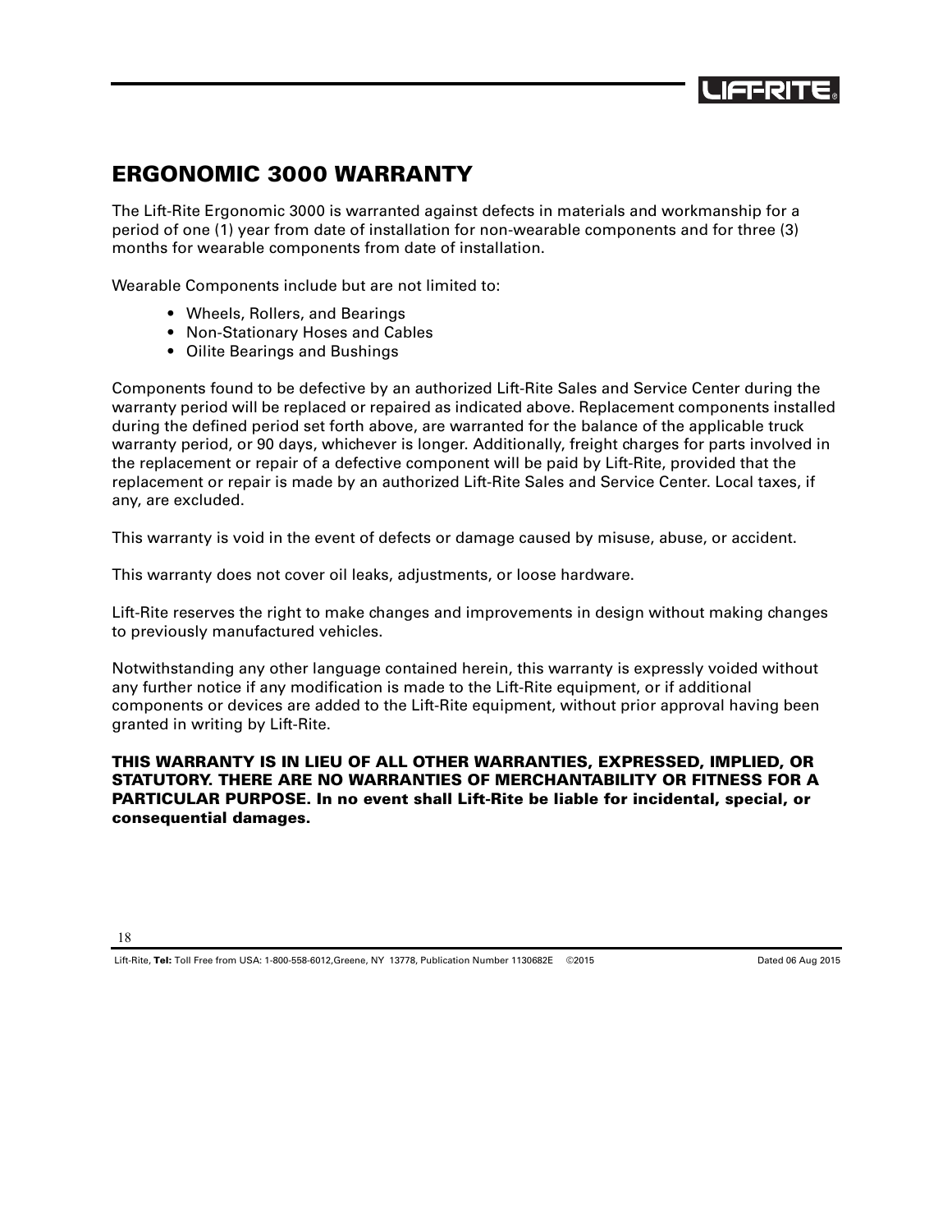## ERGONOMIC 3000 WARRANTY

The Lift-Rite Ergonomic 3000 is warranted against defects in materials and workmanship for a period of one (1) year from date of installation for non-wearable components and for three (3) months for wearable components from date of installation.

Wearable Components include but are not limited to:

- Wheels, Rollers, and Bearings
- Non-Stationary Hoses and Cables
- Oilite Bearings and Bushings

Components found to be defective by an authorized Lift-Rite Sales and Service Center during the warranty period will be replaced or repaired as indicated above. Replacement components installed during the defined period set forth above, are warranted for the balance of the applicable truck warranty period, or 90 days, whichever is longer. Additionally, freight charges for parts involved in the replacement or repair of a defective component will be paid by Lift-Rite, provided that the replacement or repair is made by an authorized Lift-Rite Sales and Service Center. Local taxes, if any, are excluded.

This warranty is void in the event of defects or damage caused by misuse, abuse, or accident.

This warranty does not cover oil leaks, adjustments, or loose hardware.

Lift-Rite reserves the right to make changes and improvements in design without making changes to previously manufactured vehicles.

Notwithstanding any other language contained herein, this warranty is expressly voided without any further notice if any modification is made to the Lift-Rite equipment, or if additional components or devices are added to the Lift-Rite equipment, without prior approval having been granted in writing by Lift-Rite.

**THIS WARRANTY IS IN LIEU OF ALL OTHER WARRANTIES, EXPRESSED, IMPLIED, OR STATUTORY. THERE ARE NO WARRANTIES OF MERCHANTABILITY OR FITNESS FOR A PARTICULAR PURPOSE. In no event shall Lift-Rite be liable for incidental, special, or consequential damages.**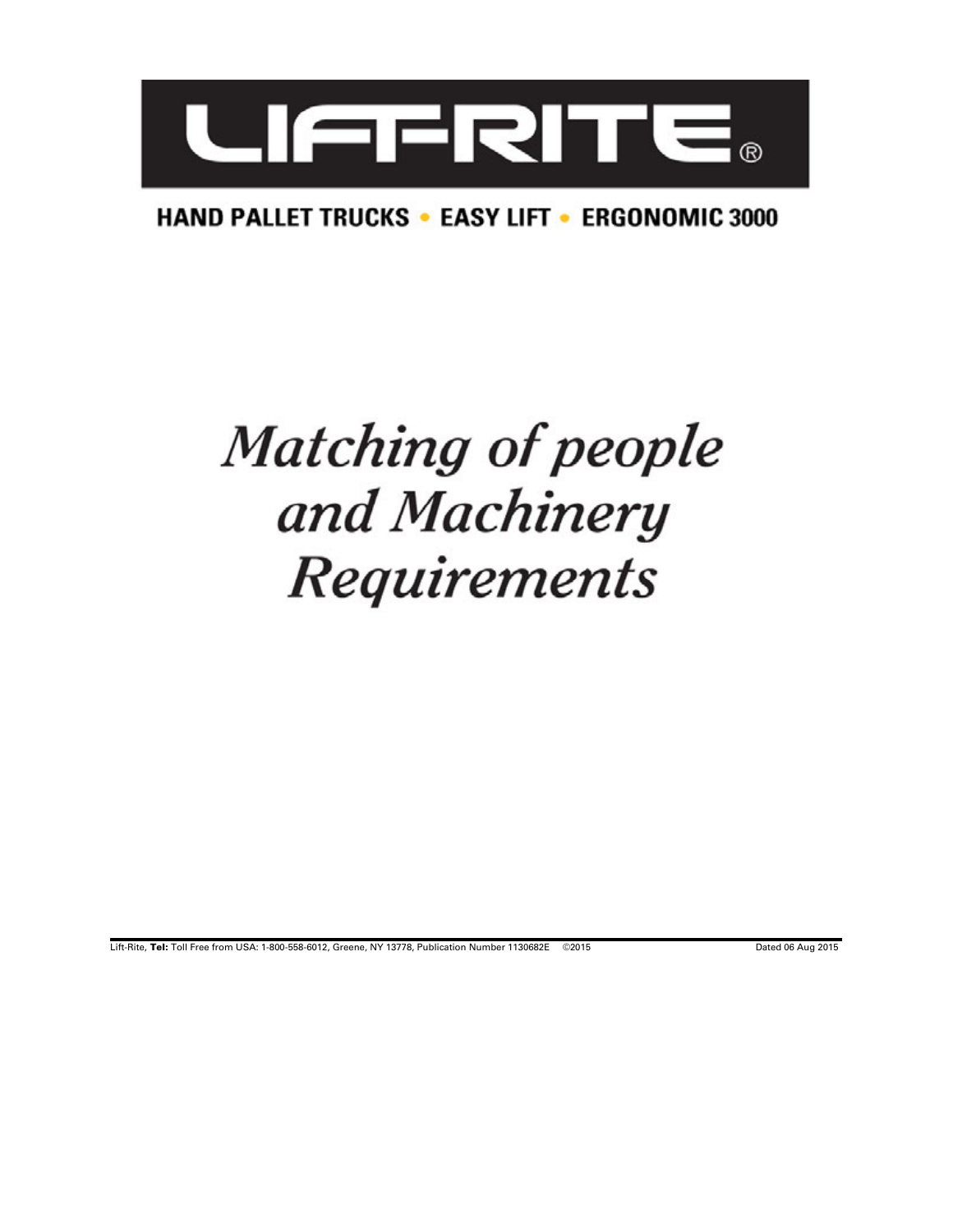# LIFT-RITE®

**HAND PALLET TRUCKS • EASY LIFT • ERGONOMIC 3000**

# *Matching of people and Machinery Requirements*

Lift-Rite, **Tel:** Toll Free from USA: 1-800-558-6012, Greene, NY 13778, Publication Number 1130682E ©2015 Dated 06 Aug 2015